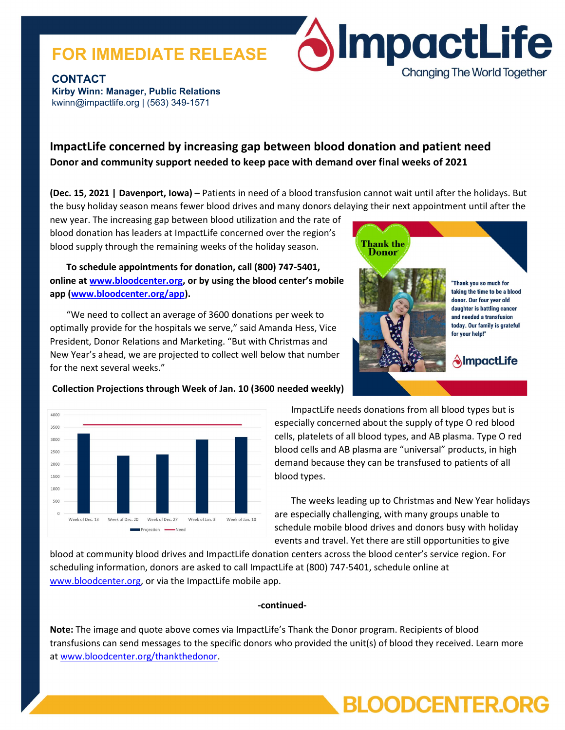**FOR IMMEDIATE RELEASE**

**CONTACT**
**Kirby Winn: Manager, Public Relations**
kwinn@impactlife.org | (563) 349-1571

ImpactLife
Changing The World Together

## ImpactLife concerned by increasing gap between blood donation and patient need

**Donor and community support needed to keep pace with demand over final weeks of 2021**

**(Dec. 15, 2021 | Davenport, Iowa) –** Patients in need of a blood transfusion cannot wait until after the holidays. But the busy holiday season means fewer blood drives and many donors delaying their next appointment until after the new year. The increasing gap between blood utilization and the rate of blood donation has leaders at ImpactLife concerned over the region's blood supply through the remaining weeks of the holiday season.

**To schedule appointments for donation, call (800) 747-5401, online at www.bloodcenter.org, or by using the blood center's mobile app (www.bloodcenter.org/app).**

"We need to collect an average of 3600 donations per week to optimally provide for the hospitals we serve," said Amanda Hess, Vice President, Donor Relations and Marketing. "But with Christmas and New Year's ahead, we are projected to collect well below that number for the next several weeks."

Thank the Donor

"Thank you so much for taking the time to be a blood donor. Our four year old daughter is battling cancer and needed a transfusion today. Our family is grateful for your help!"

ImpactLife

**Collection Projections through Week of Jan. 10 (3600 needed weekly)**

| Week | Projection | Need |
|---|---|---|
| Week of Dec. 13 | ~3250 | 3600 |
| Week of Dec. 20 | ~2350 | 3600 |
| Week of Dec. 27 | ~2400 | 3600 |
| Week of Jan. 3 | ~3000 | 3600 |
| Week of Jan. 10 | ~3100 | 3600 |

ImpactLife needs donations from all blood types but is especially concerned about the supply of type O red blood cells, platelets of all blood types, and AB plasma. Type O red blood cells and AB plasma are "universal" products, in high demand because they can be transfused to patients of all blood types.

The weeks leading up to Christmas and New Year holidays are especially challenging, with many groups unable to schedule mobile blood drives and donors busy with holiday events and travel. Yet there are still opportunities to give blood at community blood drives and ImpactLife donation centers across the blood center's service region. For scheduling information, donors are asked to call ImpactLife at (800) 747-5401, schedule online at www.bloodcenter.org, or via the ImpactLife mobile app.

**-continued-**

**Note:** The image and quote above comes via ImpactLife's Thank the Donor program. Recipients of blood transfusions can send messages to the specific donors who provided the unit(s) of blood they received. Learn more at www.bloodcenter.org/thankthedonor.

**BLOODCENTER.ORG**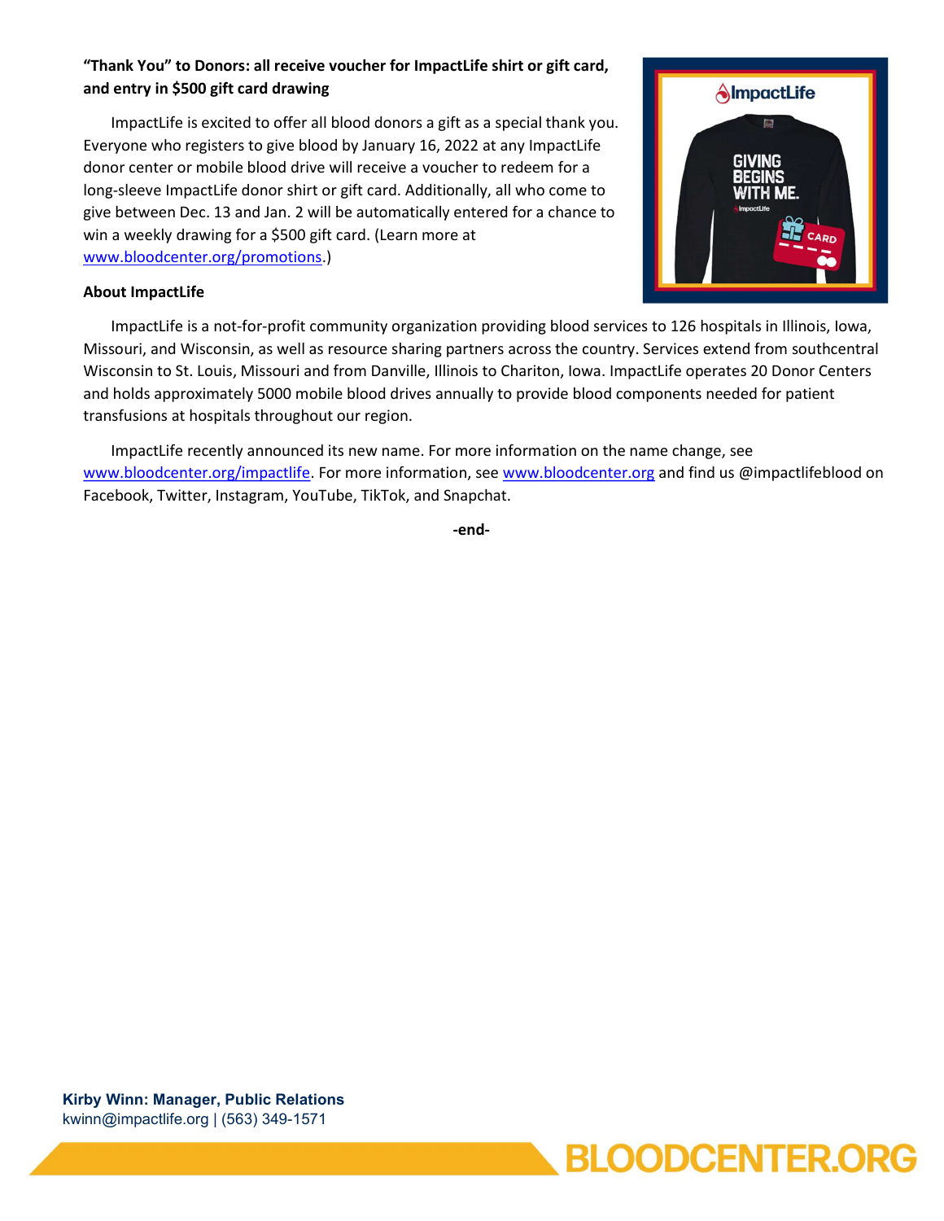**"Thank You" to Donors: all receive voucher for ImpactLife shirt or gift card, and entry in $500 gift card drawing**

ImpactLife is excited to offer all blood donors a gift as a special thank you. Everyone who registers to give blood by January 16, 2022 at any ImpactLife donor center or mobile blood drive will receive a voucher to redeem for a long-sleeve ImpactLife donor shirt or gift card. Additionally, all who come to give between Dec. 13 and Jan. 2 will be automatically entered for a chance to win a weekly drawing for a $500 gift card. (Learn more at www.bloodcenter.org/promotions.)

**About ImpactLife**

ImpactLife is a not-for-profit community organization providing blood services to 126 hospitals in Illinois, Iowa, Missouri, and Wisconsin, as well as resource sharing partners across the country. Services extend from southcentral Wisconsin to St. Louis, Missouri and from Danville, Illinois to Chariton, Iowa. ImpactLife operates 20 Donor Centers and holds approximately 5000 mobile blood drives annually to provide blood components needed for patient transfusions at hospitals throughout our region.

ImpactLife recently announced its new name. For more information on the name change, see www.bloodcenter.org/impactlife. For more information, see www.bloodcenter.org and find us @impactlifeblood on Facebook, Twitter, Instagram, YouTube, TikTok, and Snapchat.

**-end-**

**Kirby Winn: Manager, Public Relations**
kwinn@impactlife.org | (563) 349-1571